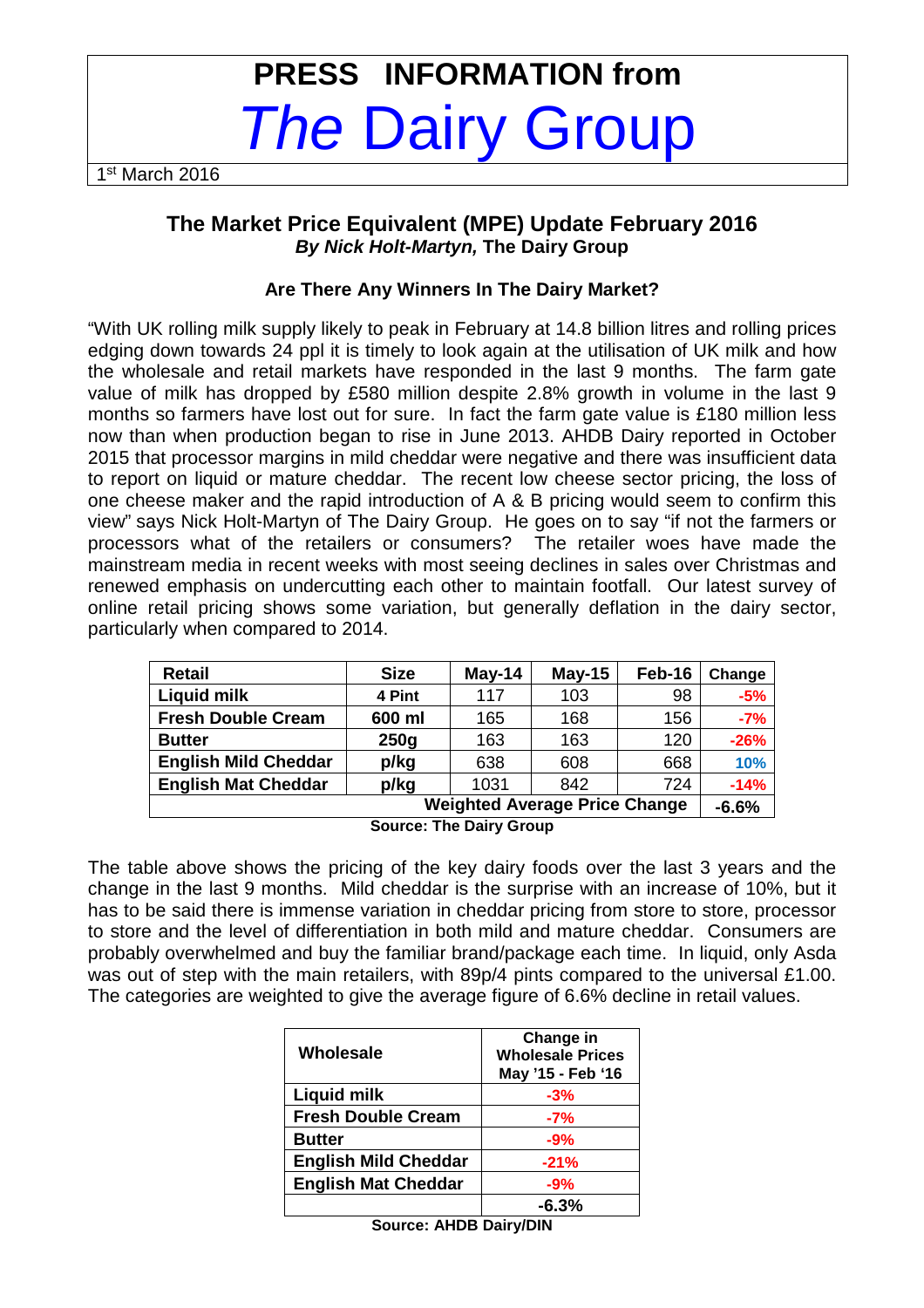# PRESS INFORMATION from *The* Dairy Group

1st March 2016

## The Market Price Equivalent (MPE) Update February 2016

***By Nick Holt-Martyn,* The Dairy Group**

### Are There Any Winners In The Dairy Market?

"With UK rolling milk supply likely to peak in February at 14.8 billion litres and rolling prices edging down towards 24 ppl it is timely to look again at the utilisation of UK milk and how the wholesale and retail markets have responded in the last 9 months. The farm gate value of milk has dropped by £580 million despite 2.8% growth in volume in the last 9 months so farmers have lost out for sure. In fact the farm gate value is £180 million less now than when production began to rise in June 2013. AHDB Dairy reported in October 2015 that processor margins in mild cheddar were negative and there was insufficient data to report on liquid or mature cheddar. The recent low cheese sector pricing, the loss of one cheese maker and the rapid introduction of A & B pricing would seem to confirm this view" says Nick Holt-Martyn of The Dairy Group. He goes on to say "if not the farmers or processors what of the retailers or consumers? The retailer woes have made the mainstream media in recent weeks with most seeing declines in sales over Christmas and renewed emphasis on undercutting each other to maintain footfall. Our latest survey of online retail pricing shows some variation, but generally deflation in the dairy sector, particularly when compared to 2014.

| Retail | Size | May-14 | May-15 | Feb-16 | Change |
|---|---|---|---|---|---|
| Liquid milk | 4 Pint | 117 | 103 | 98 | -5% |
| Fresh Double Cream | 600 ml | 165 | 168 | 156 | -7% |
| Butter | 250g | 163 | 163 | 120 | -26% |
| English Mild Cheddar | p/kg | 638 | 608 | 668 | 10% |
| English Mat Cheddar | p/kg | 1031 | 842 | 724 | -14% |
| Weighted Average Price Change | | | | | -6.6% |

**Source: The Dairy Group**

The table above shows the pricing of the key dairy foods over the last 3 years and the change in the last 9 months. Mild cheddar is the surprise with an increase of 10%, but it has to be said there is immense variation in cheddar pricing from store to store, processor to store and the level of differentiation in both mild and mature cheddar. Consumers are probably overwhelmed and buy the familiar brand/package each time. In liquid, only Asda was out of step with the main retailers, with 89p/4 pints compared to the universal £1.00. The categories are weighted to give the average figure of 6.6% decline in retail values.

| Wholesale | Change in Wholesale Prices May '15 - Feb '16 |
|---|---|
| Liquid milk | -3% |
| Fresh Double Cream | -7% |
| Butter | -9% |
| English Mild Cheddar | -21% |
| English Mat Cheddar | -9% |
| | -6.3% |

**Source: AHDB Dairy/DIN**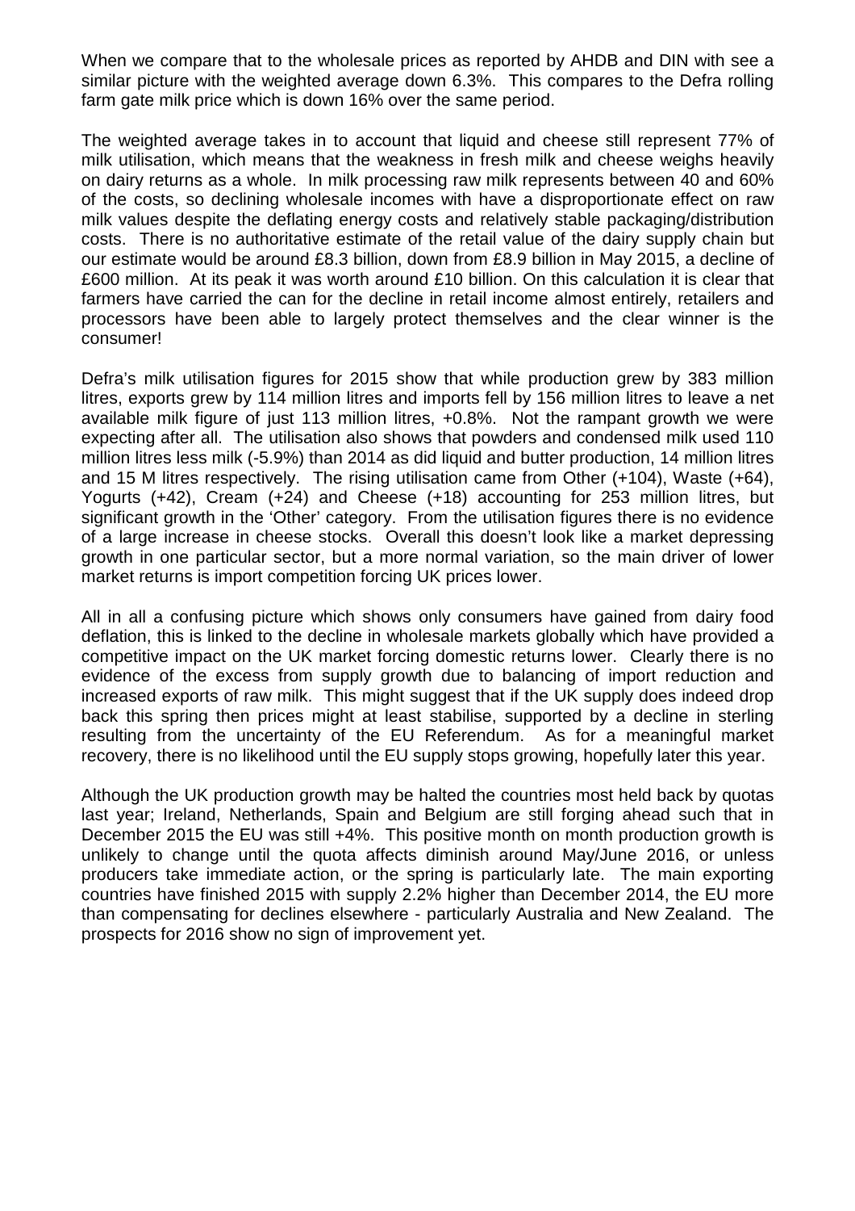When we compare that to the wholesale prices as reported by AHDB and DIN with see a similar picture with the weighted average down 6.3%. This compares to the Defra rolling farm gate milk price which is down 16% over the same period.

The weighted average takes in to account that liquid and cheese still represent 77% of milk utilisation, which means that the weakness in fresh milk and cheese weighs heavily on dairy returns as a whole. In milk processing raw milk represents between 40 and 60% of the costs, so declining wholesale incomes with have a disproportionate effect on raw milk values despite the deflating energy costs and relatively stable packaging/distribution costs. There is no authoritative estimate of the retail value of the dairy supply chain but our estimate would be around £8.3 billion, down from £8.9 billion in May 2015, a decline of £600 million. At its peak it was worth around £10 billion. On this calculation it is clear that farmers have carried the can for the decline in retail income almost entirely, retailers and processors have been able to largely protect themselves and the clear winner is the consumer!

Defra's milk utilisation figures for 2015 show that while production grew by 383 million litres, exports grew by 114 million litres and imports fell by 156 million litres to leave a net available milk figure of just 113 million litres, +0.8%. Not the rampant growth we were expecting after all. The utilisation also shows that powders and condensed milk used 110 million litres less milk (-5.9%) than 2014 as did liquid and butter production, 14 million litres and 15 M litres respectively. The rising utilisation came from Other (+104), Waste (+64), Yogurts (+42), Cream (+24) and Cheese (+18) accounting for 253 million litres, but significant growth in the 'Other' category. From the utilisation figures there is no evidence of a large increase in cheese stocks. Overall this doesn't look like a market depressing growth in one particular sector, but a more normal variation, so the main driver of lower market returns is import competition forcing UK prices lower.

All in all a confusing picture which shows only consumers have gained from dairy food deflation, this is linked to the decline in wholesale markets globally which have provided a competitive impact on the UK market forcing domestic returns lower. Clearly there is no evidence of the excess from supply growth due to balancing of import reduction and increased exports of raw milk. This might suggest that if the UK supply does indeed drop back this spring then prices might at least stabilise, supported by a decline in sterling resulting from the uncertainty of the EU Referendum. As for a meaningful market recovery, there is no likelihood until the EU supply stops growing, hopefully later this year.

Although the UK production growth may be halted the countries most held back by quotas last year; Ireland, Netherlands, Spain and Belgium are still forging ahead such that in December 2015 the EU was still +4%. This positive month on month production growth is unlikely to change until the quota affects diminish around May/June 2016, or unless producers take immediate action, or the spring is particularly late. The main exporting countries have finished 2015 with supply 2.2% higher than December 2014, the EU more than compensating for declines elsewhere - particularly Australia and New Zealand. The prospects for 2016 show no sign of improvement yet.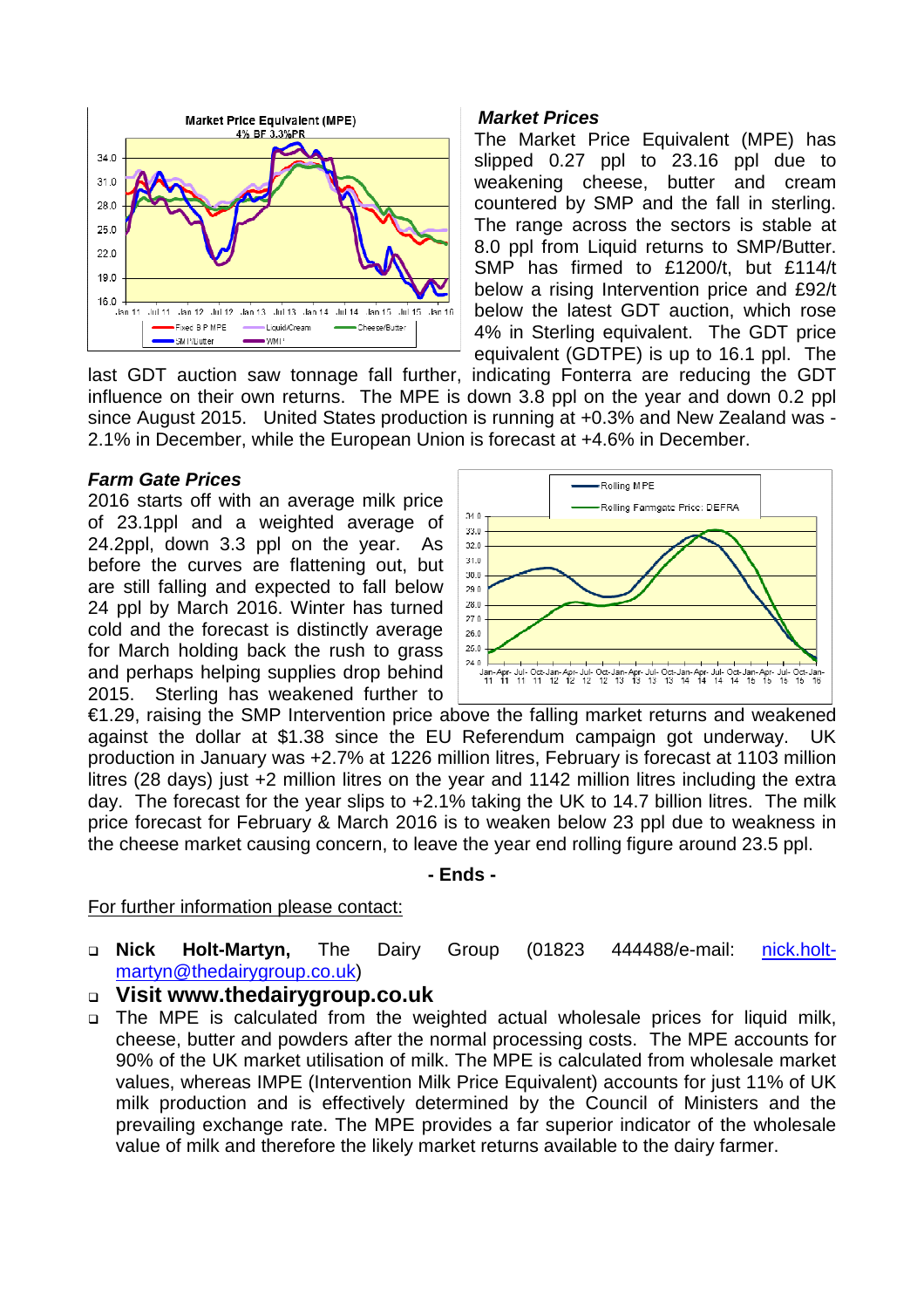Market Price Equivalent (MPE)
4% BF 3.3%PR

34.0
31.0
28.0
25.0
22.0
19.0
16.0

Jan 11 Jul 11 Jan 12 Jul 12 Jan 13 Jul 13 Jan 14 Jul 14 Jan 15 Jul 15 Jan 16

Fixed B P MPE
Liquid/Cream
Cheese/Butter
SMP/Butter
WMP

### *Market Prices*

The Market Price Equivalent (MPE) has slipped 0.27 ppl to 23.16 ppl due to weakening cheese, butter and cream countered by SMP and the fall in sterling. The range across the sectors is stable at 8.0 ppl from Liquid returns to SMP/Butter. SMP has firmed to £1200/t, but £114/t below a rising Intervention price and £92/t below the latest GDT auction, which rose 4% in Sterling equivalent. The GDT price equivalent (GDTPE) is up to 16.1 ppl. The last GDT auction saw tonnage fall further, indicating Fonterra are reducing the GDT influence on their own returns. The MPE is down 3.8 ppl on the year and down 0.2 ppl since August 2015. United States production is running at +0.3% and New Zealand was -2.1% in December, while the European Union is forecast at +4.6% in December.

### *Farm Gate Prices*

Rolling MPE
Rolling Farmgate Price: DEFRA

34.0
33.0
32.0
31.0
30.0
29.0
28.0
27.0
26.0
25.0
24.0

Jan-11 Apr-11 Jul-11 Oct-11 Jan-12 Apr-12 Jul-12 Oct-12 Jan-13 Apr-13 Jul-13 Oct-13 Jan-14 Apr-14 Jul-14 Oct-14 Jan-15 Apr-15 Jul-15 Oct-15 Jan-16

2016 starts off with an average milk price of 23.1ppl and a weighted average of 24.2ppl, down 3.3 ppl on the year. As before the curves are flattening out, but are still falling and expected to fall below 24 ppl by March 2016. Winter has turned cold and the forecast is distinctly average for March holding back the rush to grass and perhaps helping supplies drop behind 2015. Sterling has weakened further to €1.29, raising the SMP Intervention price above the falling market returns and weakened against the dollar at $1.38 since the EU Referendum campaign got underway. UK production in January was +2.7% at 1226 million litres, February is forecast at 1103 million litres (28 days) just +2 million litres on the year and 1142 million litres including the extra day. The forecast for the year slips to +2.1% taking the UK to 14.7 billion litres. The milk price forecast for February & March 2016 is to weaken below 23 ppl due to weakness in the cheese market causing concern, to leave the year end rolling figure around 23.5 ppl.

**- Ends -**

For further information please contact:

- **Nick Holt-Martyn,** The Dairy Group (01823 444488/e-mail: nick.holt-martyn@thedairygroup.co.uk)
- **Visit www.thedairygroup.co.uk**
- The MPE is calculated from the weighted actual wholesale prices for liquid milk, cheese, butter and powders after the normal processing costs. The MPE accounts for 90% of the UK market utilisation of milk. The MPE is calculated from wholesale market values, whereas IMPE (Intervention Milk Price Equivalent) accounts for just 11% of UK milk production and is effectively determined by the Council of Ministers and the prevailing exchange rate. The MPE provides a far superior indicator of the wholesale value of milk and therefore the likely market returns available to the dairy farmer.